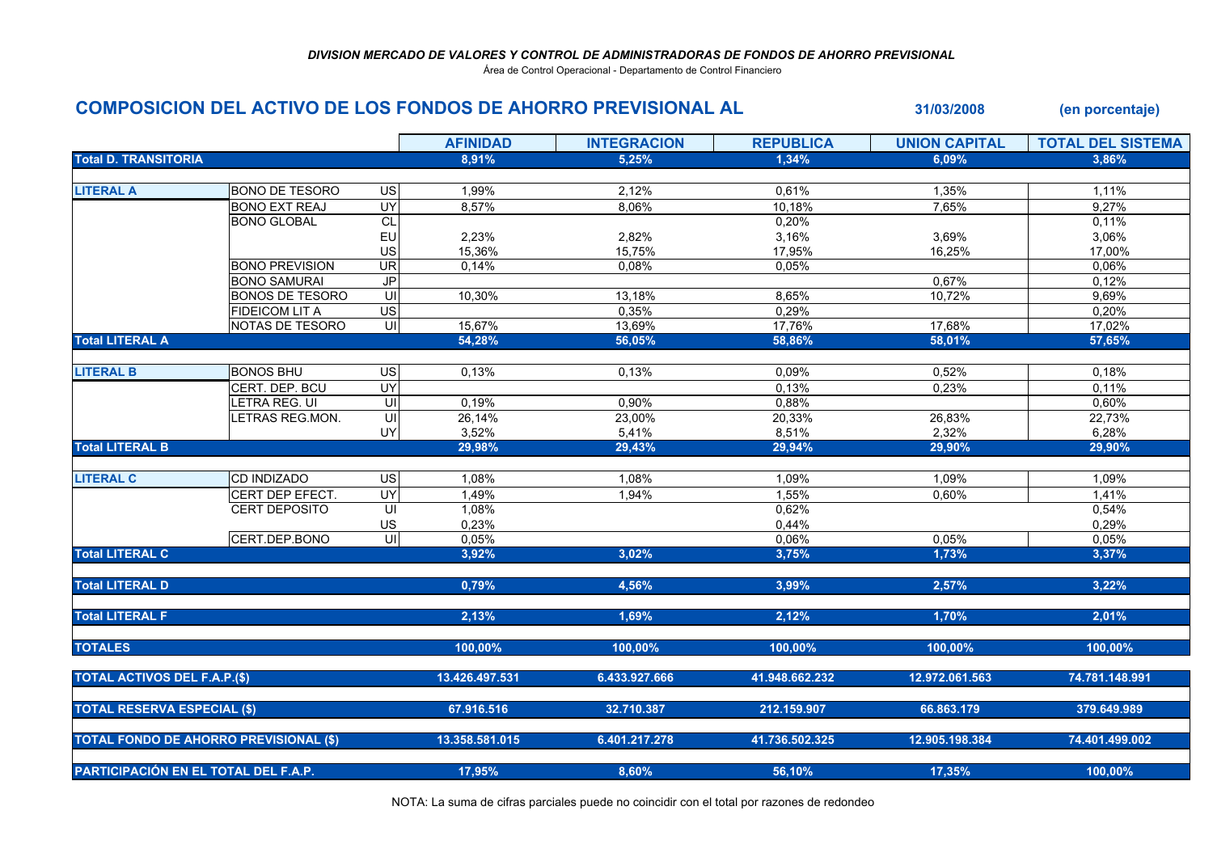*DIVISION MERCADO DE VALORES Y CONTROL DE ADMINISTRADORAS DE FONDOS DE AHORRO PREVISIONAL*

Área de Control Operacional - Departamento de Control Financiero

## COMPOSICION DEL ACTIVO DE LOS FONDOS DE AHORRO PREVISIONAL AL 31/03/2008 (en porcentaje)

| | | | AFINIDAD | INTEGRACION | REPUBLICA | UNION CAPITAL | TOTAL DEL SISTEMA |
|---|---|---|---|---|---|---|---|
| **Total D. TRANSITORIA** | | | **8,91%** | **5,25%** | **1,34%** | **6,09%** | **3,86%** |
| **LITERAL A** | BONO DE TESORO | US | 1,99% | 2,12% | 0,61% | 1,35% | 1,11% |
| | BONO EXT REAJ | UY | 8,57% | 8,06% | 10,18% | 7,65% | 9,27% |
| | BONO GLOBAL | CL | | | 0,20% | | 0,11% |
| | | EU | 2,23% | 2,82% | 3,16% | 3,69% | 3,06% |
| | | US | 15,36% | 15,75% | 17,95% | 16,25% | 17,00% |
| | BONO PREVISION | UR | 0,14% | 0,08% | 0,05% | | 0,06% |
| | BONO SAMURAI | JP | | | | 0,67% | 0,12% |
| | BONOS DE TESORO | UI | 10,30% | 13,18% | 8,65% | 10,72% | 9,69% |
| | FIDEICOM LIT A | US | | 0,35% | 0,29% | | 0,20% |
| | NOTAS DE TESORO | UI | 15,67% | 13,69% | 17,76% | 17,68% | 17,02% |
| **Total LITERAL A** | | | **54,28%** | **56,05%** | **58,86%** | **58,01%** | **57,65%** |
| **LITERAL B** | BONOS BHU | US | 0,13% | 0,13% | 0,09% | 0,52% | 0,18% |
| | CERT. DEP. BCU | UY | | | 0,13% | 0,23% | 0,11% |
| | LETRA REG. UI | UI | 0,19% | 0,90% | 0,88% | | 0,60% |
| | LETRAS REG.MON. | UI | 26,14% | 23,00% | 20,33% | 26,83% | 22,73% |
| | | UY | 3,52% | 5,41% | 8,51% | 2,32% | 6,28% |
| **Total LITERAL B** | | | **29,98%** | **29,43%** | **29,94%** | **29,90%** | **29,90%** |
| **LITERAL C** | CD INDIZADO | US | 1,08% | 1,08% | 1,09% | 1,09% | 1,09% |
| | CERT DEP EFECT. | UY | 1,49% | 1,94% | 1,55% | 0,60% | 1,41% |
| | CERT DEPOSITO | UI | 1,08% | | 0,62% | | 0,54% |
| | | US | 0,23% | | 0,44% | | 0,29% |
| | CERT.DEP.BONO | UI | 0,05% | | 0,06% | 0,05% | 0,05% |
| **Total LITERAL C** | | | **3,92%** | **3,02%** | **3,75%** | **1,73%** | **3,37%** |
| **Total LITERAL D** | | | **0,79%** | **4,56%** | **3,99%** | **2,57%** | **3,22%** |
| **Total LITERAL F** | | | **2,13%** | **1,69%** | **2,12%** | **1,70%** | **2,01%** |
| **TOTALES** | | | **100,00%** | **100,00%** | **100,00%** | **100,00%** | **100,00%** |
| **TOTAL ACTIVOS DEL F.A.P.($)** | | | **13.426.497.531** | **6.433.927.666** | **41.948.662.232** | **12.972.061.563** | **74.781.148.991** |
| **TOTAL RESERVA ESPECIAL ($)** | | | **67.916.516** | **32.710.387** | **212.159.907** | **66.863.179** | **379.649.989** |
| **TOTAL FONDO DE AHORRO PREVISIONAL ($)** | | | **13.358.581.015** | **6.401.217.278** | **41.736.502.325** | **12.905.198.384** | **74.401.499.002** |
| **PARTICIPACIÓN EN EL TOTAL DEL F.A.P.** | | | **17,95%** | **8,60%** | **56,10%** | **17,35%** | **100,00%** |

NOTA: La suma de cifras parciales puede no coincidir con el total por razones de redondeo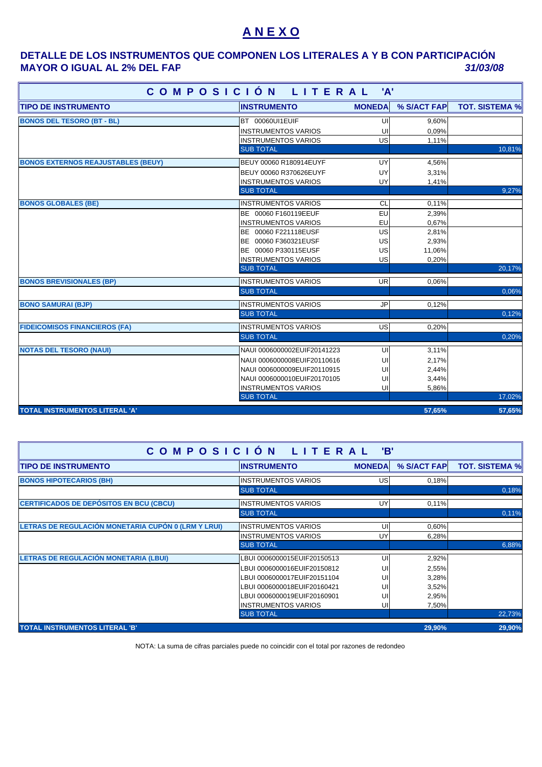# ANEXO

## DETALLE DE LOS INSTRUMENTOS QUE COMPONEN LOS LITERALES A Y B CON PARTICIPACIÓN MAYOR O IGUAL AL 2% DEL FAP

*31/03/08*

### COMPOSICIÓN LITERAL 'A'

| TIPO DE INSTRUMENTO | INSTRUMENTO | MONEDA | % S/ACT FAP | TOT. SISTEMA % |
|---|---|---|---|---|
| BONOS DEL TESORO (BT - BL) | BT 00060UI1EUIF | UI | 9,60% | |
| | INSTRUMENTOS VARIOS | UI | 0,09% | |
| | INSTRUMENTOS VARIOS | US | 1,11% | |
| | SUB TOTAL | | | 10,81% |
| BONOS EXTERNOS REAJUSTABLES (BEUY) | BEUY 00060 R180914EUYF | UY | 4,56% | |
| | BEUY 00060 R370626EUYF | UY | 3,31% | |
| | INSTRUMENTOS VARIOS | UY | 1,41% | |
| | SUB TOTAL | | | 9,27% |
| BONOS GLOBALES (BE) | INSTRUMENTOS VARIOS | CL | 0,11% | |
| | BE 00060 F160119EEUF | EU | 2,39% | |
| | INSTRUMENTOS VARIOS | EU | 0,67% | |
| | BE 00060 F221118EUSF | US | 2,81% | |
| | BE 00060 F360321EUSF | US | 2,93% | |
| | BE 00060 P330115EUSF | US | 11,06% | |
| | INSTRUMENTOS VARIOS | US | 0,20% | |
| | SUB TOTAL | | | 20,17% |
| BONOS BREVISIONALES (BP) | INSTRUMENTOS VARIOS | UR | 0,06% | |
| | SUB TOTAL | | | 0,06% |
| BONO SAMURAI (BJP) | INSTRUMENTOS VARIOS | JP | 0,12% | |
| | SUB TOTAL | | | 0,12% |
| FIDEICOMISOS FINANCIEROS (FA) | INSTRUMENTOS VARIOS | US | 0,20% | |
| | SUB TOTAL | | | 0,20% |
| NOTAS DEL TESORO (NAUI) | NAUI 0006000002EUIF20141223 | UI | 3,11% | |
| | NAUI 0006000008EUIF20110616 | UI | 2,17% | |
| | NAUI 0006000009EUIF20110915 | UI | 2,44% | |
| | NAUI 0006000010EUIF20170105 | UI | 3,44% | |
| | INSTRUMENTOS VARIOS | UI | 5,86% | |
| | SUB TOTAL | | | 17,02% |
| TOTAL INSTRUMENTOS LITERAL 'A' | | | 57,65% | 57,65% |

### COMPOSICIÓN LITERAL 'B'

| TIPO DE INSTRUMENTO | INSTRUMENTO | MONEDA | % S/ACT FAP | TOT. SISTEMA % |
|---|---|---|---|---|
| BONOS HIPOTECARIOS (BH) | INSTRUMENTOS VARIOS | US | 0,18% | |
| | SUB TOTAL | | | 0,18% |
| CERTIFICADOS DE DEPÓSITOS EN BCU (CBCU) | INSTRUMENTOS VARIOS | UY | 0,11% | |
| | SUB TOTAL | | | 0,11% |
| LETRAS DE REGULACIÓN MONETARIA CUPÓN 0 (LRM Y LRUI) | INSTRUMENTOS VARIOS | UI | 0,60% | |
| | INSTRUMENTOS VARIOS | UY | 6,28% | |
| | SUB TOTAL | | | 6,88% |
| LETRAS DE REGULACIÓN MONETARIA (LBUI) | LBUI 0006000015EUIF20150513 | UI | 2,92% | |
| | LBUI 0006000016EUIF20150812 | UI | 2,55% | |
| | LBUI 0006000017EUIF20151104 | UI | 3,28% | |
| | LBUI 0006000018EUIF20160421 | UI | 3,52% | |
| | LBUI 0006000019EUIF20160901 | UI | 2,95% | |
| | INSTRUMENTOS VARIOS | UI | 7,50% | |
| | SUB TOTAL | | | 22,73% |
| TOTAL INSTRUMENTOS LITERAL 'B' | | | 29,90% | 29,90% |

NOTA: La suma de cifras parciales puede no coincidir con el total por razones de redondeo